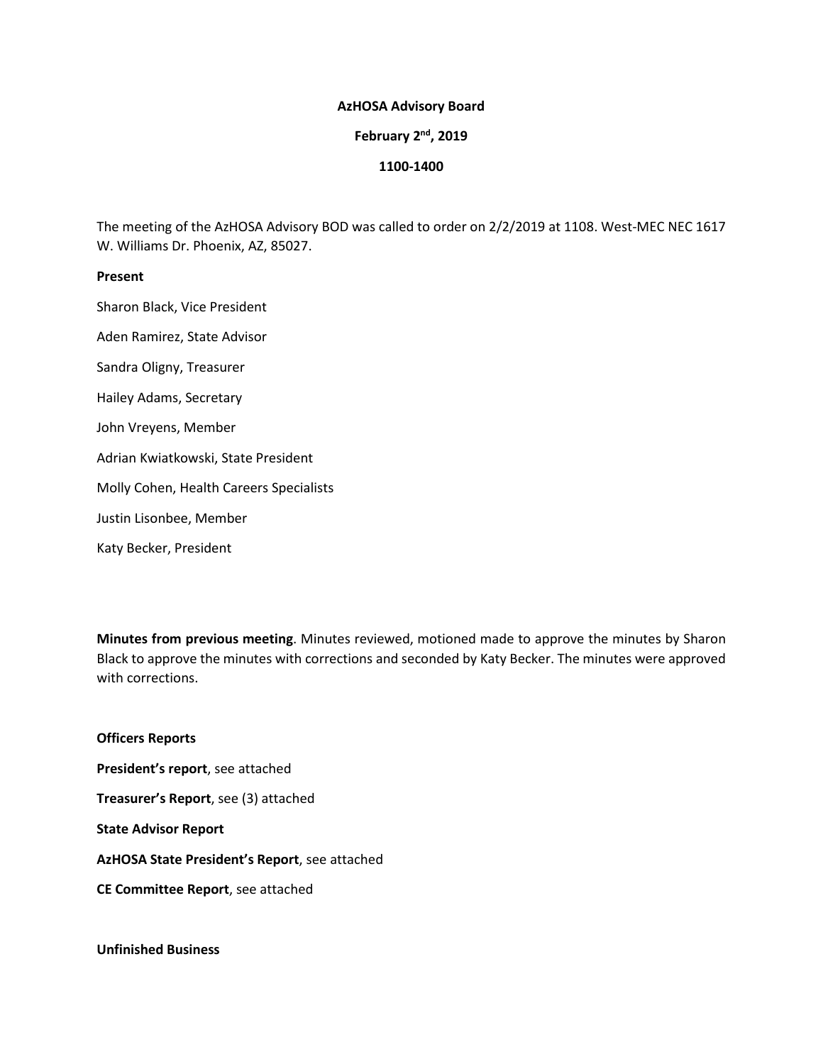**AzHOSA Advisory Board**

**February 2nd, 2019**

**1100-1400**

The meeting of the AzHOSA Advisory BOD was called to order on 2/2/2019 at 1108. West-MEC NEC 1617 W. Williams Dr. Phoenix, AZ, 85027.

**Present**

Sharon Black, Vice President

Aden Ramirez, State Advisor

Sandra Oligny, Treasurer

Hailey Adams, Secretary

John Vreyens, Member

Adrian Kwiatkowski, State President

Molly Cohen, Health Careers Specialists

Justin Lisonbee, Member

Katy Becker, President

**Minutes from previous meeting**. Minutes reviewed, motioned made to approve the minutes by Sharon Black to approve the minutes with corrections and seconded by Katy Becker. The minutes were approved with corrections.

**Officers Reports**

**President's report**, see attached

**Treasurer's Report**, see (3) attached

**State Advisor Report**

**AzHOSA State President's Report**, see attached

**CE Committee Report**, see attached

**Unfinished Business**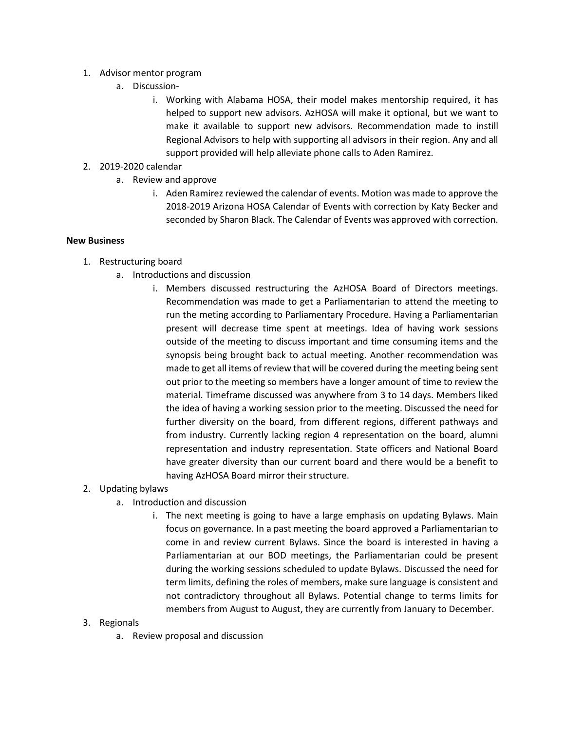1. Advisor mentor program
    a. Discussion-
        i. Working with Alabama HOSA, their model makes mentorship required, it has helped to support new advisors. AzHOSA will make it optional, but we want to make it available to support new advisors. Recommendation made to instill Regional Advisors to help with supporting all advisors in their region. Any and all support provided will help alleviate phone calls to Aden Ramirez.
2. 2019-2020 calendar
    a. Review and approve
        i. Aden Ramirez reviewed the calendar of events. Motion was made to approve the 2018-2019 Arizona HOSA Calendar of Events with correction by Katy Becker and seconded by Sharon Black. The Calendar of Events was approved with correction.

**New Business**

1. Restructuring board
    a. Introductions and discussion
        i. Members discussed restructuring the AzHOSA Board of Directors meetings. Recommendation was made to get a Parliamentarian to attend the meeting to run the meting according to Parliamentary Procedure. Having a Parliamentarian present will decrease time spent at meetings. Idea of having work sessions outside of the meeting to discuss important and time consuming items and the synopsis being brought back to actual meeting. Another recommendation was made to get all items of review that will be covered during the meeting being sent out prior to the meeting so members have a longer amount of time to review the material. Timeframe discussed was anywhere from 3 to 14 days. Members liked the idea of having a working session prior to the meeting. Discussed the need for further diversity on the board, from different regions, different pathways and from industry. Currently lacking region 4 representation on the board, alumni representation and industry representation. State officers and National Board have greater diversity than our current board and there would be a benefit to having AzHOSA Board mirror their structure.
2. Updating bylaws
    a. Introduction and discussion
        i. The next meeting is going to have a large emphasis on updating Bylaws. Main focus on governance. In a past meeting the board approved a Parliamentarian to come in and review current Bylaws. Since the board is interested in having a Parliamentarian at our BOD meetings, the Parliamentarian could be present during the working sessions scheduled to update Bylaws. Discussed the need for term limits, defining the roles of members, make sure language is consistent and not contradictory throughout all Bylaws. Potential change to terms limits for members from August to August, they are currently from January to December.
3. Regionals
    a. Review proposal and discussion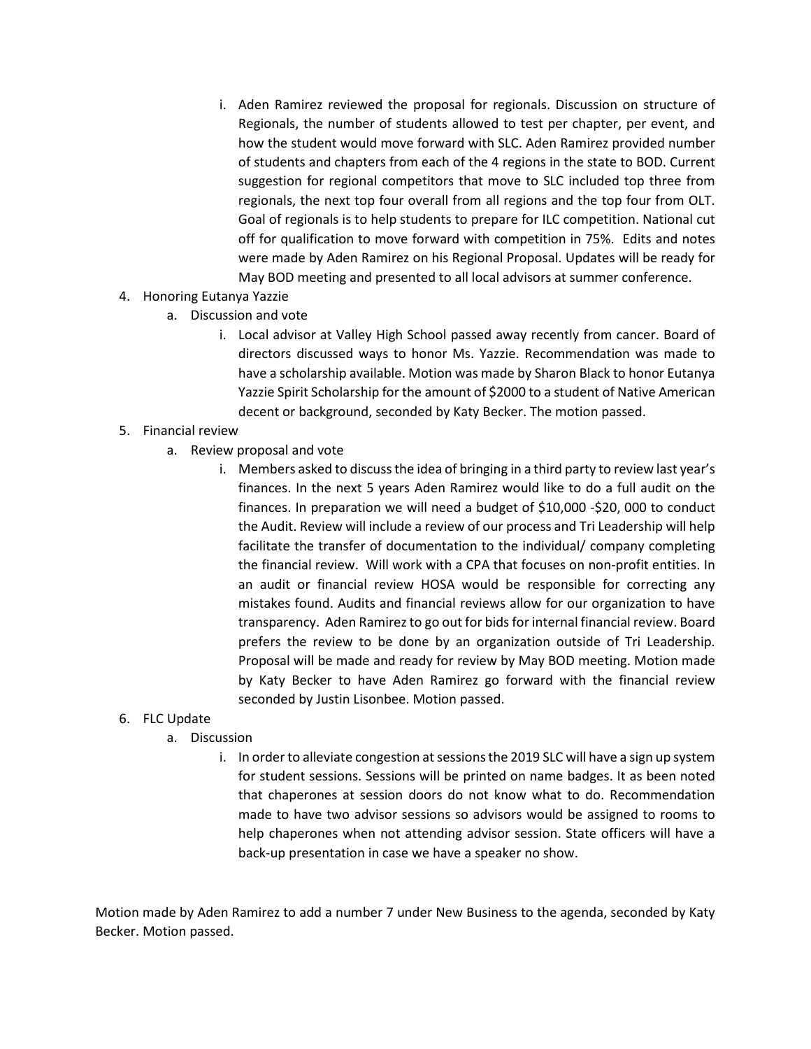i. Aden Ramirez reviewed the proposal for regionals. Discussion on structure of Regionals, the number of students allowed to test per chapter, per event, and how the student would move forward with SLC. Aden Ramirez provided number of students and chapters from each of the 4 regions in the state to BOD. Current suggestion for regional competitors that move to SLC included top three from regionals, the next top four overall from all regions and the top four from OLT. Goal of regionals is to help students to prepare for ILC competition. National cut off for qualification to move forward with competition in 75%. Edits and notes were made by Aden Ramirez on his Regional Proposal. Updates will be ready for May BOD meeting and presented to all local advisors at summer conference.

4. Honoring Eutanya Yazzie
   a. Discussion and vote
      i. Local advisor at Valley High School passed away recently from cancer. Board of directors discussed ways to honor Ms. Yazzie. Recommendation was made to have a scholarship available. Motion was made by Sharon Black to honor Eutanya Yazzie Spirit Scholarship for the amount of $2000 to a student of Native American decent or background, seconded by Katy Becker. The motion passed.
5. Financial review
   a. Review proposal and vote
      i. Members asked to discuss the idea of bringing in a third party to review last year's finances. In the next 5 years Aden Ramirez would like to do a full audit on the finances. In preparation we will need a budget of $10,000 -$20, 000 to conduct the Audit. Review will include a review of our process and Tri Leadership will help facilitate the transfer of documentation to the individual/ company completing the financial review. Will work with a CPA that focuses on non-profit entities. In an audit or financial review HOSA would be responsible for correcting any mistakes found. Audits and financial reviews allow for our organization to have transparency. Aden Ramirez to go out for bids for internal financial review. Board prefers the review to be done by an organization outside of Tri Leadership. Proposal will be made and ready for review by May BOD meeting. Motion made by Katy Becker to have Aden Ramirez go forward with the financial review seconded by Justin Lisonbee. Motion passed.
6. FLC Update
   a. Discussion
      i. In order to alleviate congestion at sessions the 2019 SLC will have a sign up system for student sessions. Sessions will be printed on name badges. It as been noted that chaperones at session doors do not know what to do. Recommendation made to have two advisor sessions so advisors would be assigned to rooms to help chaperones when not attending advisor session. State officers will have a back-up presentation in case we have a speaker no show.

Motion made by Aden Ramirez to add a number 7 under New Business to the agenda, seconded by Katy Becker. Motion passed.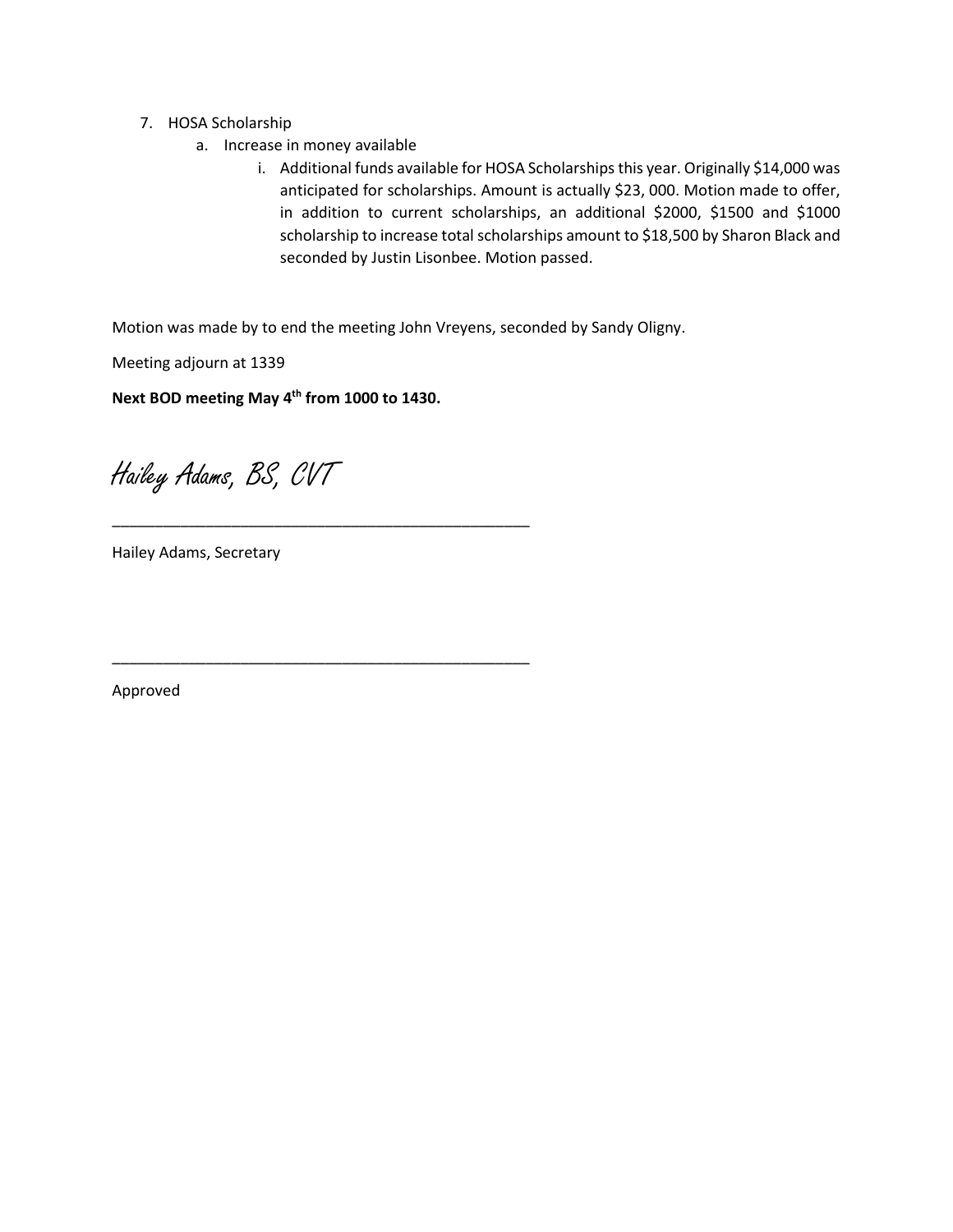7. HOSA Scholarship
    a. Increase in money available
        i. Additional funds available for HOSA Scholarships this year. Originally $14,000 was anticipated for scholarships. Amount is actually $23, 000. Motion made to offer, in addition to current scholarships, an additional $2000, $1500 and $1000 scholarship to increase total scholarships amount to $18,500 by Sharon Black and seconded by Justin Lisonbee. Motion passed.

Motion was made by to end the meeting John Vreyens, seconded by Sandy Oligny.

Meeting adjourn at 1339

**Next BOD meeting May 4th from 1000 to 1430.**

*Hailey Adams, BS, CVT*

___________________________________________

Hailey Adams, Secretary

___________________________________________

Approved